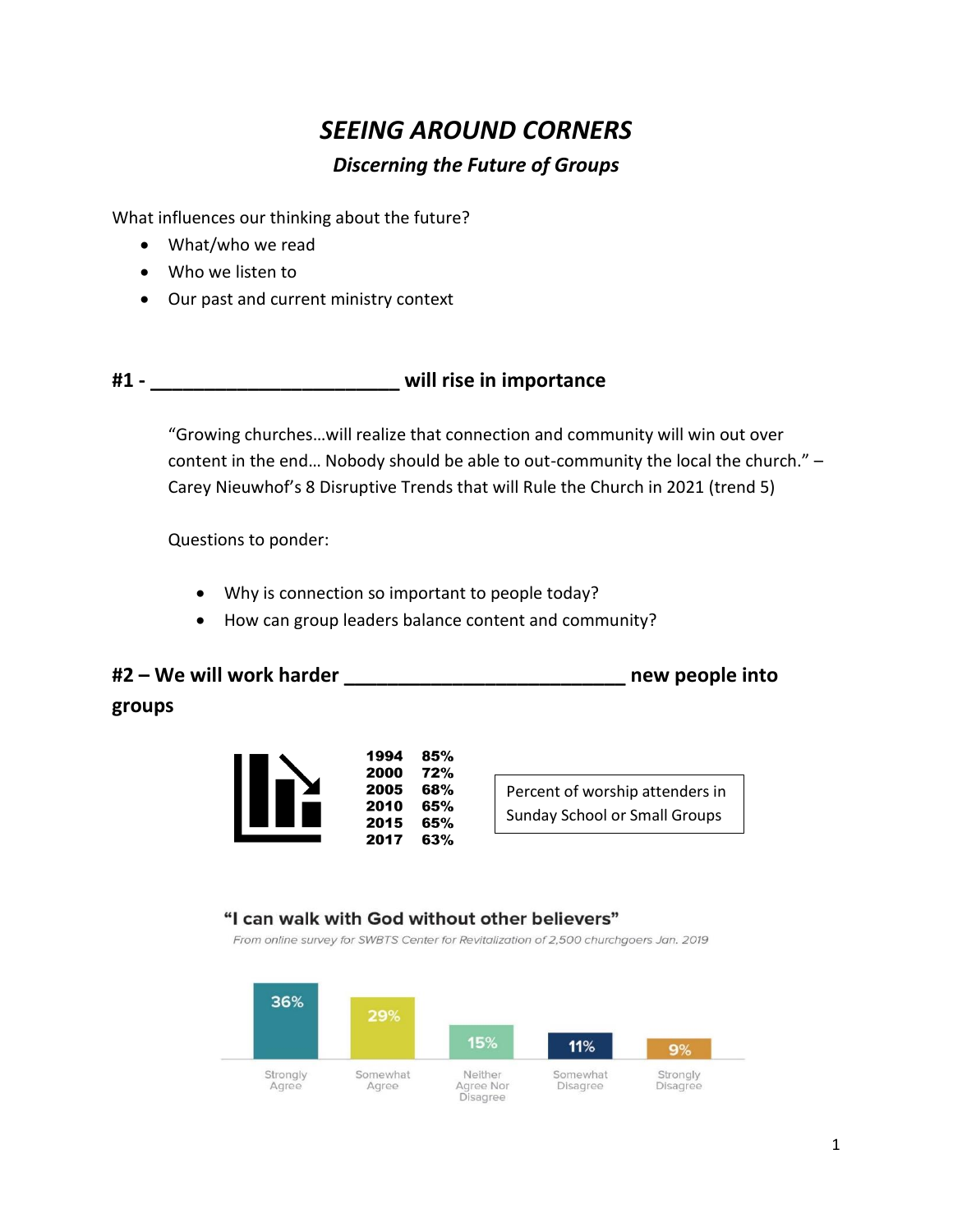# *SEEING AROUND CORNERS*

## *Discerning the Future of Groups*

What influences our thinking about the future?

- What/who we read
- Who we listen to
- Our past and current ministry context

**#1 - ______________________ will rise in importance**

> "Growing churches…will realize that connection and community will win out over content in the end… Nobody should be able to out-community the local the church." – Carey Nieuwhof's 8 Disruptive Trends that will Rule the Church in 2021 (trend 5)

Questions to ponder:

- Why is connection so important to people today?
- How can group leaders balance content and community?

**#2 – We will work harder _________________________ new people into groups**

| Year | Percent |
|---|---|
| 1994 | 85% |
| 2000 | 72% |
| 2005 | 68% |
| 2010 | 65% |
| 2015 | 65% |
| 2017 | 63% |

Percent of worship attenders in Sunday School or Small Groups

**"I can walk with God without other believers"**

*From online survey for SWBTS Center for Revitalization of 2,500 churchgoers Jan. 2019*

| Strongly Agree | Somewhat Agree | Neither Agree Nor Disagree | Somewhat Disagree | Strongly Disagree |
|---|---|---|---|---|
| 36% | 29% | 15% | 11% | 9% |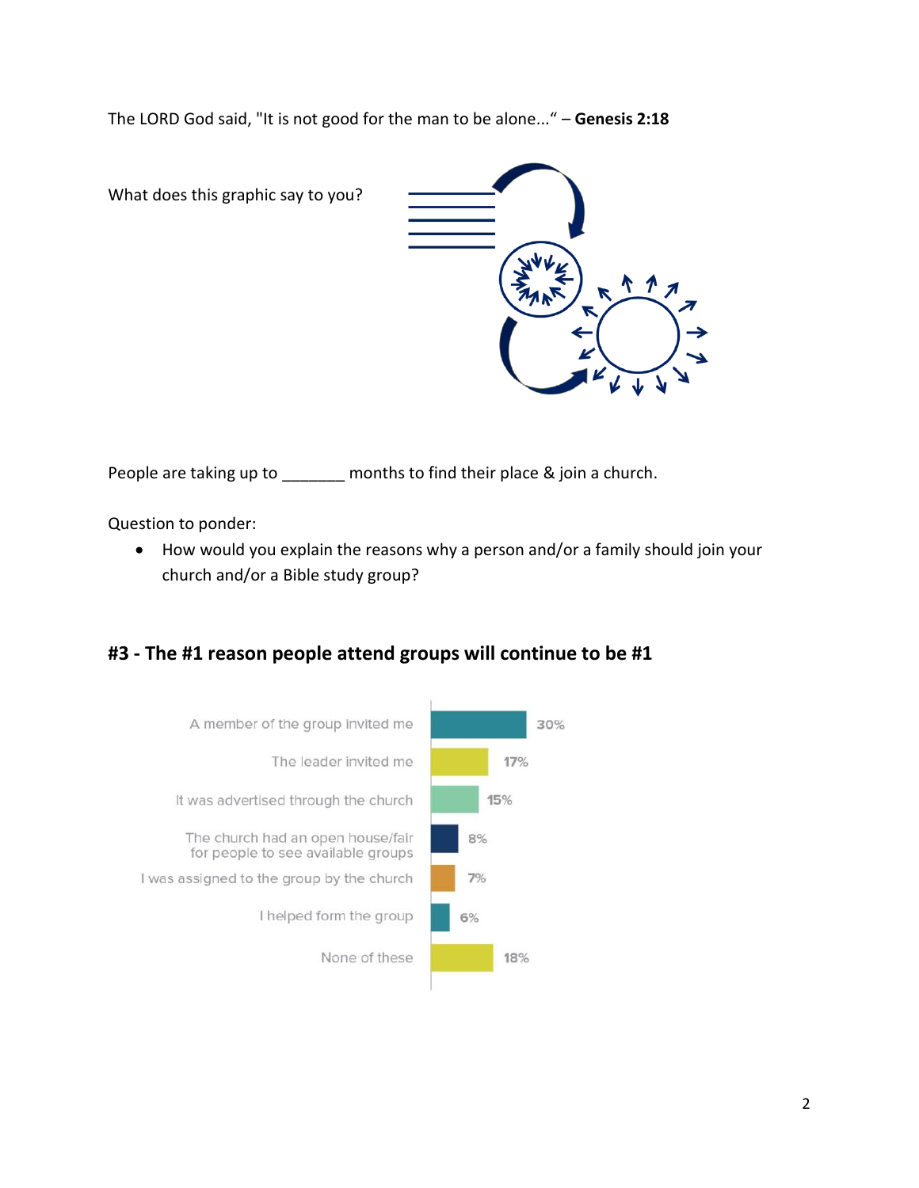The LORD God said, "It is not good for the man to be alone..." – **Genesis 2:18**

What does this graphic say to you?

People are taking up to _______ months to find their place & join a church.

Question to ponder:

- How would you explain the reasons why a person and/or a family should join your church and/or a Bible study group?

## #3 - The #1 reason people attend groups will continue to be #1

| Reason | Percentage |
| --- | --- |
| A member of the group invited me | 30% |
| The leader invited me | 17% |
| It was advertised through the church | 15% |
| The church had an open house/fair for people to see available groups | 8% |
| I was assigned to the group by the church | 7% |
| I helped form the group | 6% |
| None of these | 18% |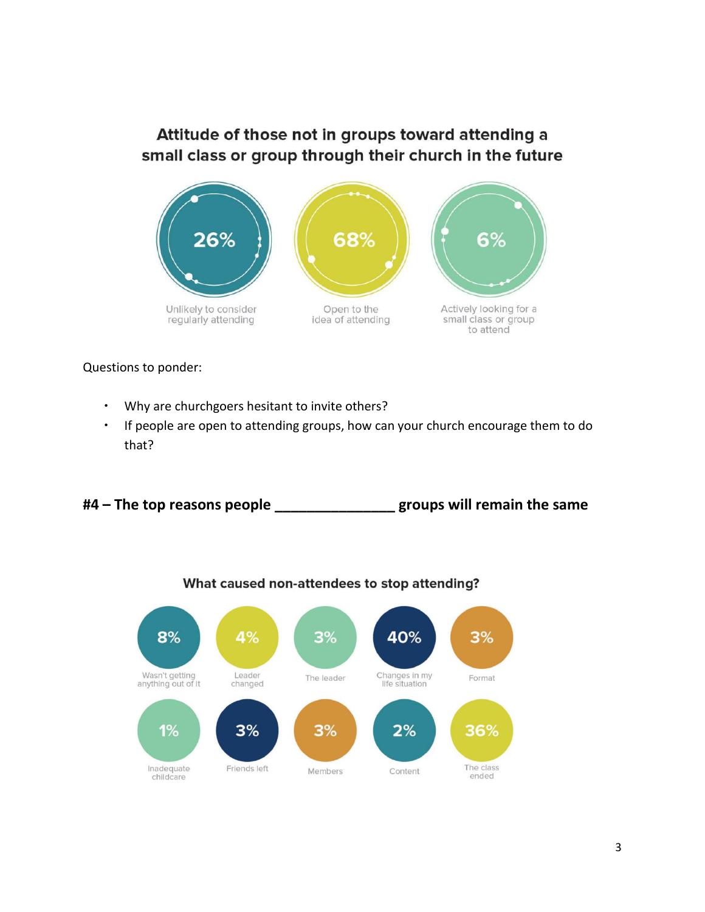### Attitude of those not in groups toward attending a small class or group through their church in the future

| 26% | 68% | 6% |
| --- | --- | --- |
| Unlikely to consider regularly attending | Open to the idea of attending | Actively looking for a small class or group to attend |

Questions to ponder:

- Why are churchgoers hesitant to invite others?
- If people are open to attending groups, how can your church encourage them to do that?

**#4 – The top reasons people _______________ groups will remain the same**

### What caused non-attendees to stop attending?

| 8% | 4% | 3% | 40% | 3% |
| --- | --- | --- | --- | --- |
| Wasn't getting anything out of it | Leader changed | The leader | Changes in my life situation | Format |
| **1%** | **3%** | **3%** | **2%** | **36%** |
| Inadequate childcare | Friends left | Members | Content | The class ended |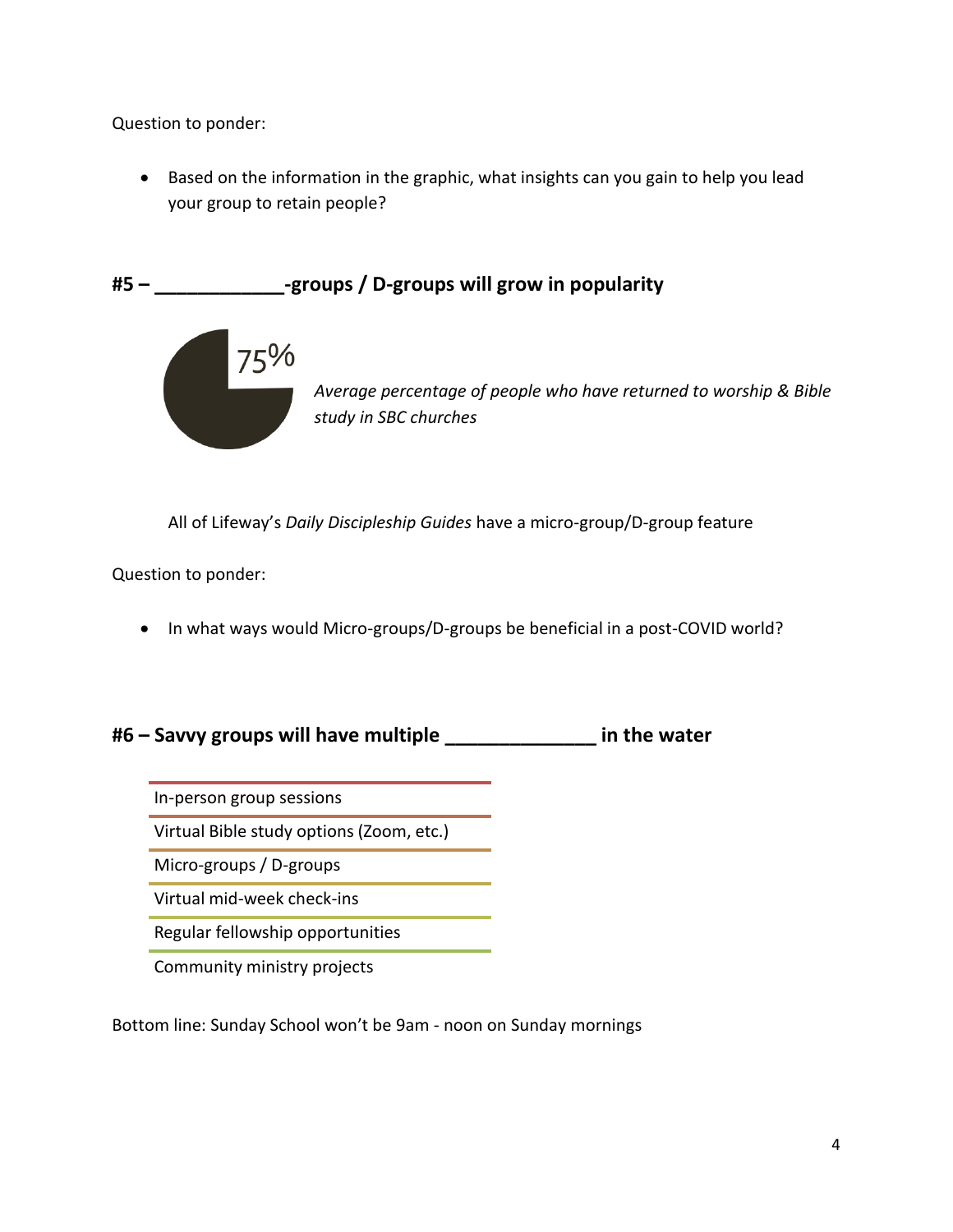Question to ponder:

- Based on the information in the graphic, what insights can you gain to help you lead your group to retain people?

**#5 – ____________-groups / D-groups will grow in popularity**

75%

*Average percentage of people who have returned to worship & Bible study in SBC churches*

All of Lifeway's *Daily Discipleship Guides* have a micro-group/D-group feature

Question to ponder:

- In what ways would Micro-groups/D-groups be beneficial in a post-COVID world?

**#6 – Savvy groups will have multiple ______________ in the water**

- In-person group sessions
- Virtual Bible study options (Zoom, etc.)
- Micro-groups / D-groups
- Virtual mid-week check-ins
- Regular fellowship opportunities
- Community ministry projects

Bottom line: Sunday School won't be 9am - noon on Sunday mornings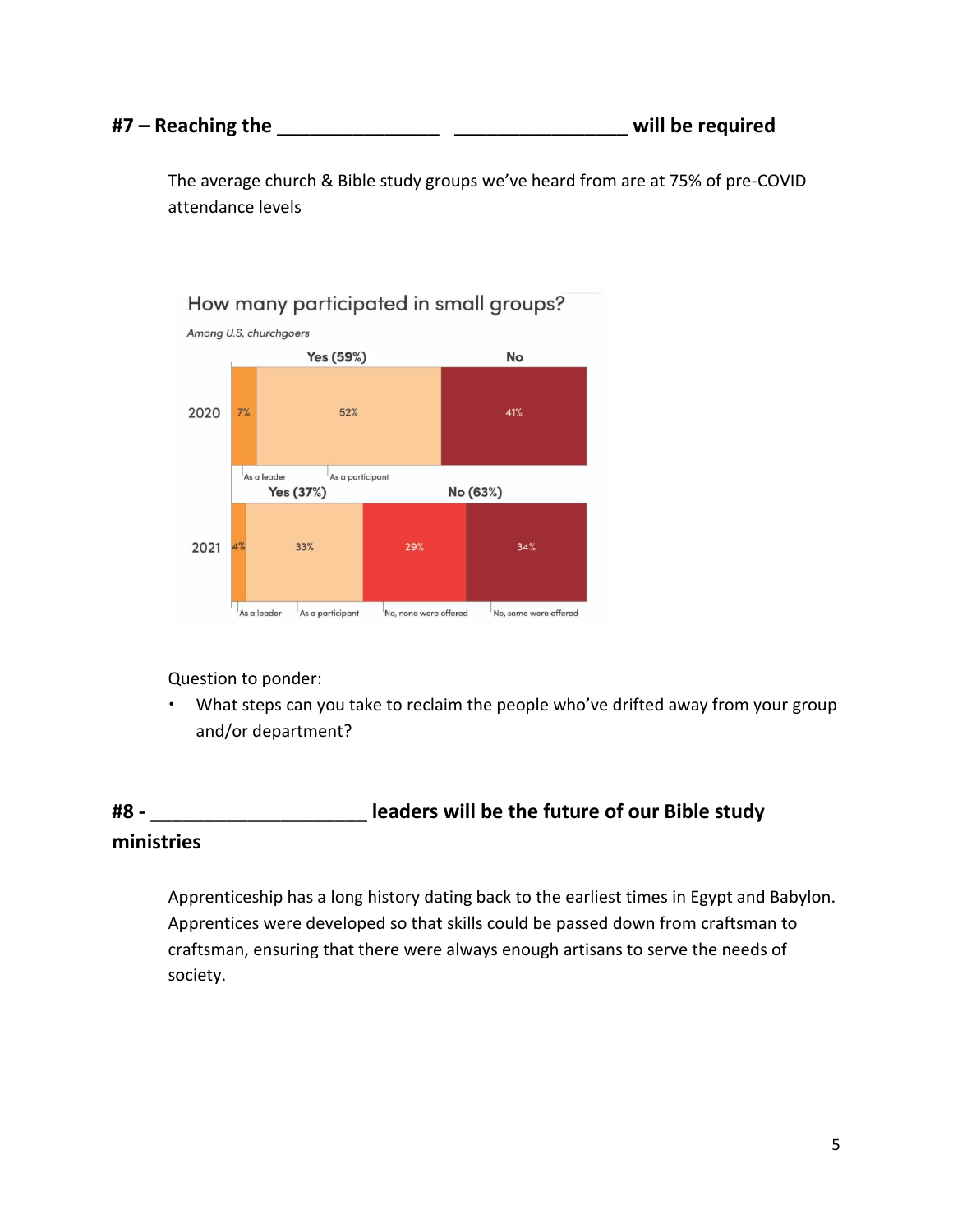## #7 – Reaching the _______________ ________________ will be required

The average church & Bible study groups we've heard from are at 75% of pre-COVID attendance levels

**How many participated in small groups?**

*Among U.S. churchgoers*

| Year | Yes – As a leader | Yes – As a participant | No, none were offered | No, some were offered |
|---|---|---|---|---|
| 2020 (Yes 59% / No) | 7% | 52% | 41% | |
| 2021 (Yes 37% / No 63%) | 4% | 33% | 29% | 34% |

Question to ponder:

- What steps can you take to reclaim the people who've drifted away from your group and/or department?

## #8 - ____________________ leaders will be the future of our Bible study ministries

Apprenticeship has a long history dating back to the earliest times in Egypt and Babylon. Apprentices were developed so that skills could be passed down from craftsman to craftsman, ensuring that there were always enough artisans to serve the needs of society.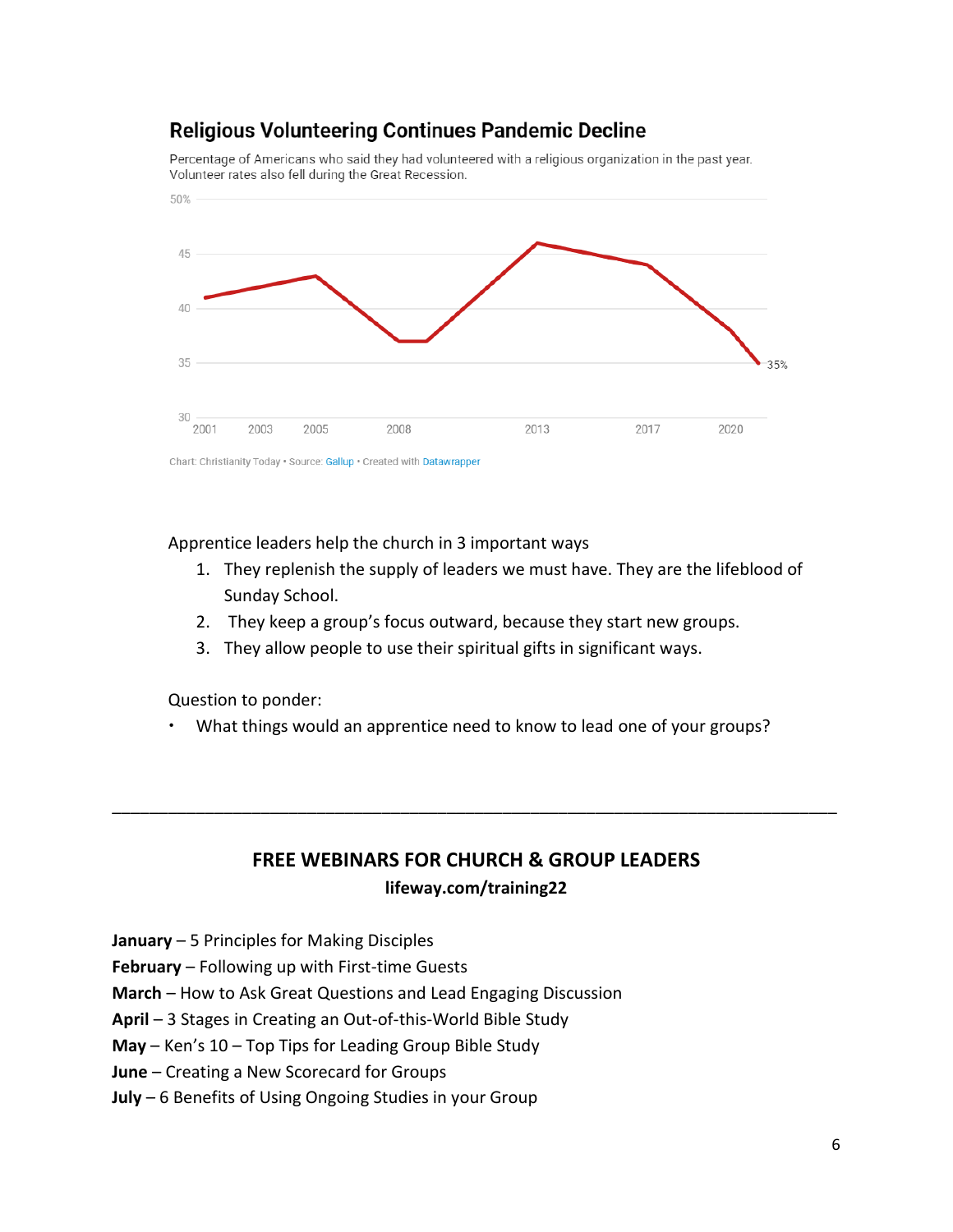### Religious Volunteering Continues Pandemic Decline

Percentage of Americans who said they had volunteered with a religious organization in the past year. Volunteer rates also fell during the Great Recession.

Chart: Christianity Today • Source: Gallup • Created with Datawrapper

Apprentice leaders help the church in 3 important ways

1. They replenish the supply of leaders we must have. They are the lifeblood of Sunday School.
2. They keep a group's focus outward, because they start new groups.
3. They allow people to use their spiritual gifts in significant ways.

Question to ponder:

- What things would an apprentice need to know to lead one of your groups?

---

## FREE WEBINARS FOR CHURCH & GROUP LEADERS

**lifeway.com/training22**

**January** – 5 Principles for Making Disciples
**February** – Following up with First-time Guests
**March** – How to Ask Great Questions and Lead Engaging Discussion
**April** – 3 Stages in Creating an Out-of-this-World Bible Study
**May** – Ken's 10 – Top Tips for Leading Group Bible Study
**June** – Creating a New Scorecard for Groups
**July** – 6 Benefits of Using Ongoing Studies in your Group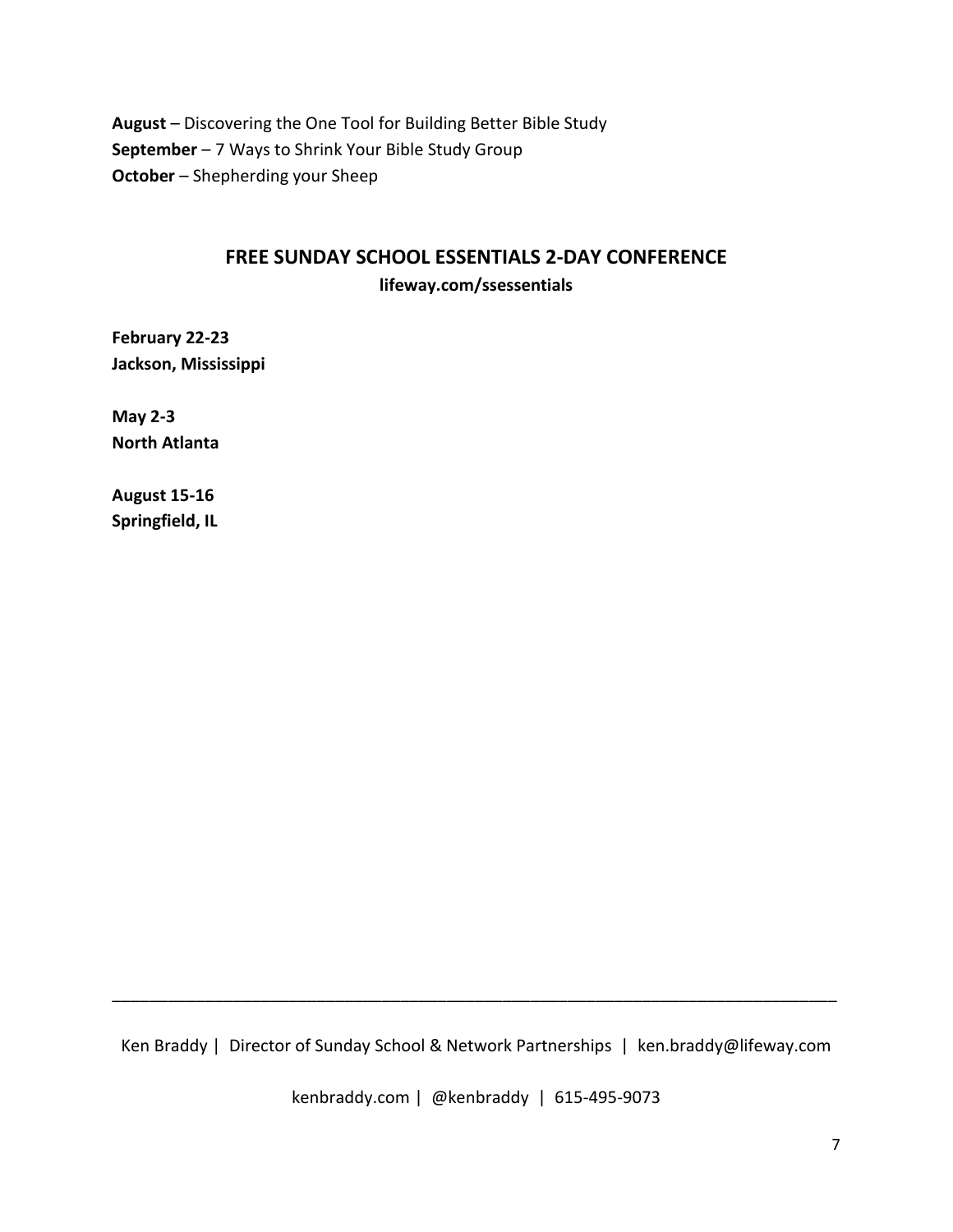**August** – Discovering the One Tool for Building Better Bible Study
**September** – 7 Ways to Shrink Your Bible Study Group
**October** – Shepherding your Sheep

## FREE SUNDAY SCHOOL ESSENTIALS 2-DAY CONFERENCE

**lifeway.com/ssessentials**

**February 22-23**
**Jackson, Mississippi**

**May 2-3**
**North Atlanta**

**August 15-16**
**Springfield, IL**

---

Ken Braddy | Director of Sunday School & Network Partnerships | ken.braddy@lifeway.com

kenbraddy.com | @kenbraddy | 615-495-9073